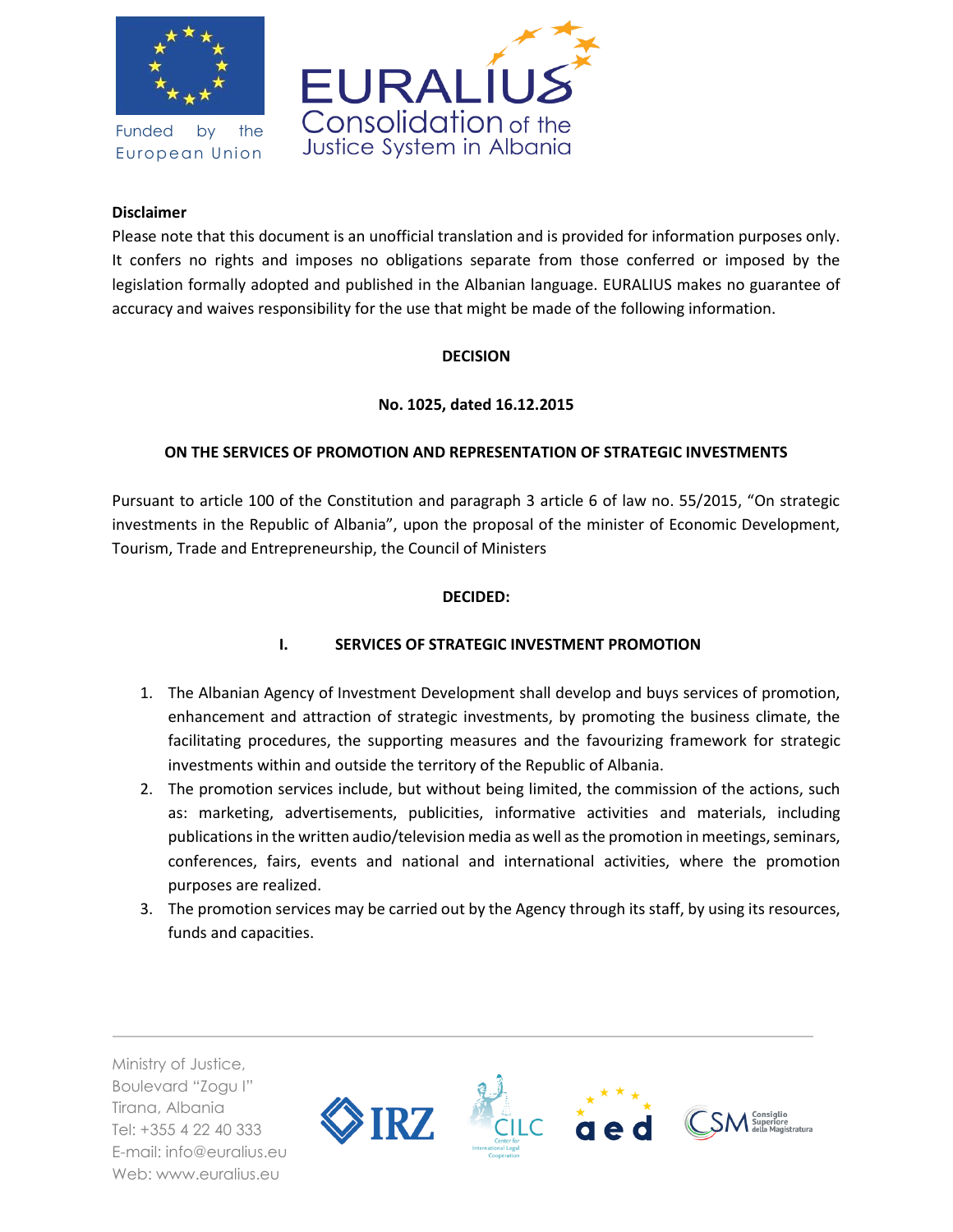**Disclaimer**

Please note that this document is an unofficial translation and is provided for information purposes only. It confers no rights and imposes no obligations separate from those conferred or imposed by the legislation formally adopted and published in the Albanian language. EURALIUS makes no guarantee of accuracy and waives responsibility for the use that might be made of the following information.

**DECISION**

**No. 1025, dated 16.12.2015**

**ON THE SERVICES OF PROMOTION AND REPRESENTATION OF STRATEGIC INVESTMENTS**

Pursuant to article 100 of the Constitution and paragraph 3 article 6 of law no. 55/2015, "On strategic investments in the Republic of Albania", upon the proposal of the minister of Economic Development, Tourism, Trade and Entrepreneurship, the Council of Ministers

**DECIDED:**

## I. SERVICES OF STRATEGIC INVESTMENT PROMOTION

1. The Albanian Agency of Investment Development shall develop and buys services of promotion, enhancement and attraction of strategic investments, by promoting the business climate, the facilitating procedures, the supporting measures and the favourizing framework for strategic investments within and outside the territory of the Republic of Albania.
2. The promotion services include, but without being limited, the commission of the actions, such as: marketing, advertisements, publicities, informative activities and materials, including publications in the written audio/television media as well as the promotion in meetings, seminars, conferences, fairs, events and national and international activities, where the promotion purposes are realized.
3. The promotion services may be carried out by the Agency through its staff, by using its resources, funds and capacities.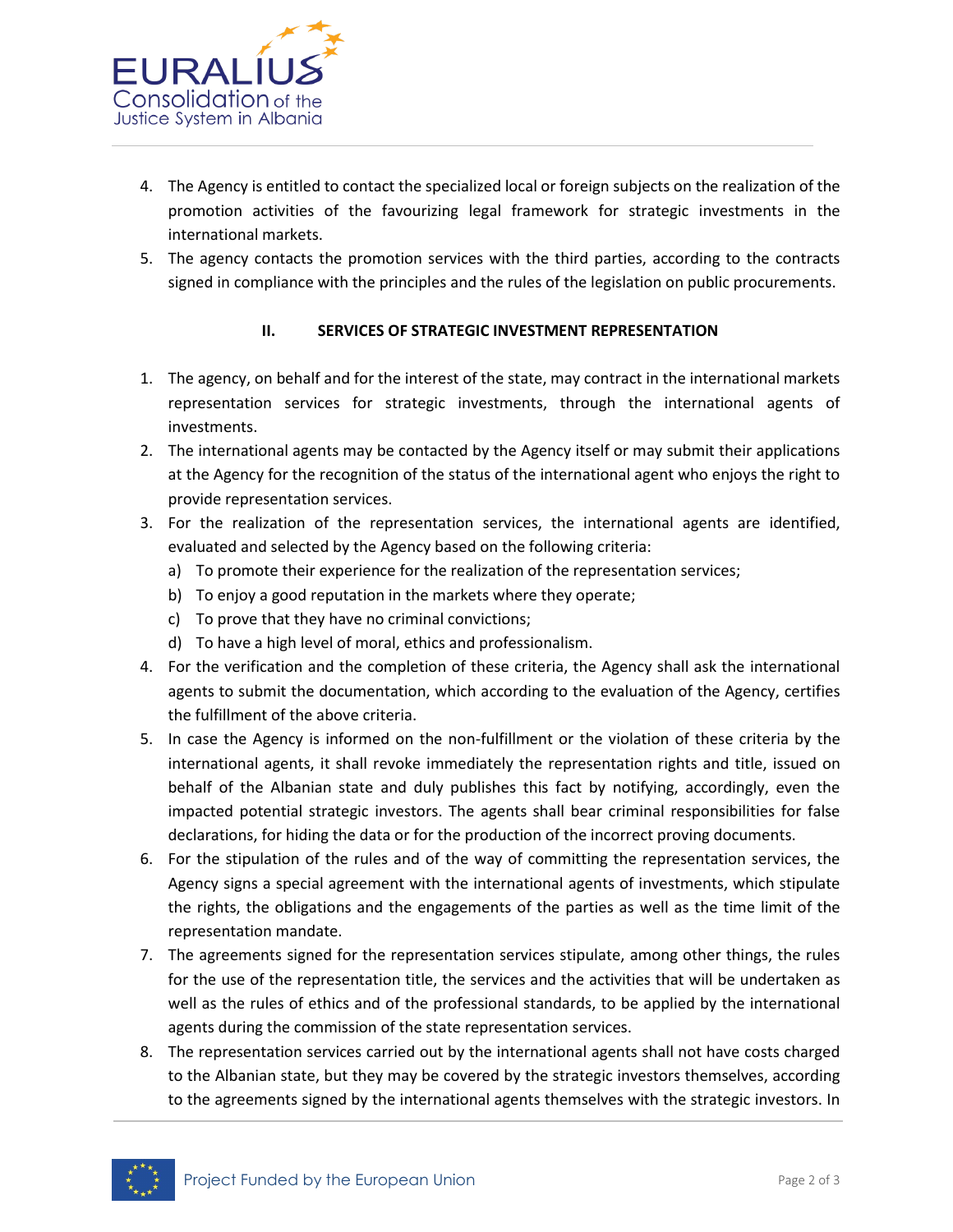4. The Agency is entitled to contact the specialized local or foreign subjects on the realization of the promotion activities of the favourizing legal framework for strategic investments in the international markets.
5. The agency contacts the promotion services with the third parties, according to the contracts signed in compliance with the principles and the rules of the legislation on public procurements.

### II. SERVICES OF STRATEGIC INVESTMENT REPRESENTATION

1. The agency, on behalf and for the interest of the state, may contract in the international markets representation services for strategic investments, through the international agents of investments.
2. The international agents may be contacted by the Agency itself or may submit their applications at the Agency for the recognition of the status of the international agent who enjoys the right to provide representation services.
3. For the realization of the representation services, the international agents are identified, evaluated and selected by the Agency based on the following criteria:
   a) To promote their experience for the realization of the representation services;
   b) To enjoy a good reputation in the markets where they operate;
   c) To prove that they have no criminal convictions;
   d) To have a high level of moral, ethics and professionalism.
4. For the verification and the completion of these criteria, the Agency shall ask the international agents to submit the documentation, which according to the evaluation of the Agency, certifies the fulfillment of the above criteria.
5. In case the Agency is informed on the non-fulfillment or the violation of these criteria by the international agents, it shall revoke immediately the representation rights and title, issued on behalf of the Albanian state and duly publishes this fact by notifying, accordingly, even the impacted potential strategic investors. The agents shall bear criminal responsibilities for false declarations, for hiding the data or for the production of the incorrect proving documents.
6. For the stipulation of the rules and of the way of committing the representation services, the Agency signs a special agreement with the international agents of investments, which stipulate the rights, the obligations and the engagements of the parties as well as the time limit of the representation mandate.
7. The agreements signed for the representation services stipulate, among other things, the rules for the use of the representation title, the services and the activities that will be undertaken as well as the rules of ethics and of the professional standards, to be applied by the international agents during the commission of the state representation services.
8. The representation services carried out by the international agents shall not have costs charged to the Albanian state, but they may be covered by the strategic investors themselves, according to the agreements signed by the international agents themselves with the strategic investors. In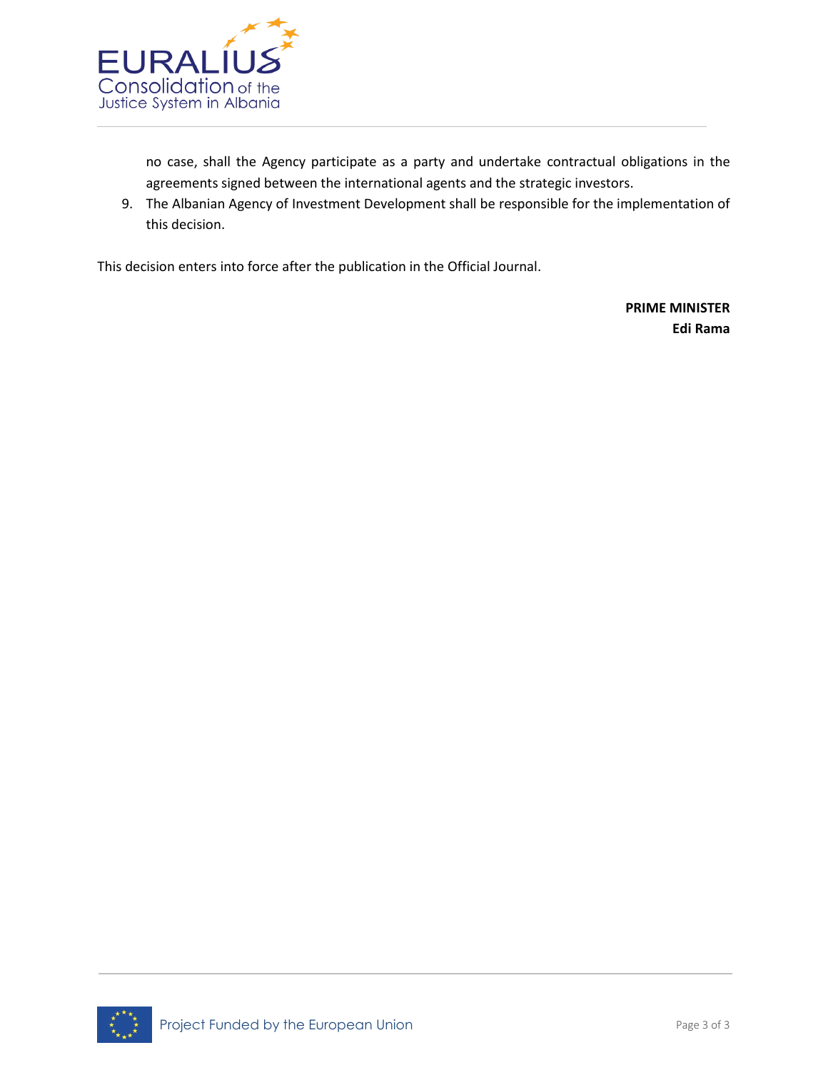no case, shall the Agency participate as a party and undertake contractual obligations in the agreements signed between the international agents and the strategic investors.

9. The Albanian Agency of Investment Development shall be responsible for the implementation of this decision.

This decision enters into force after the publication in the Official Journal.

**PRIME MINISTER**
**Edi Rama**